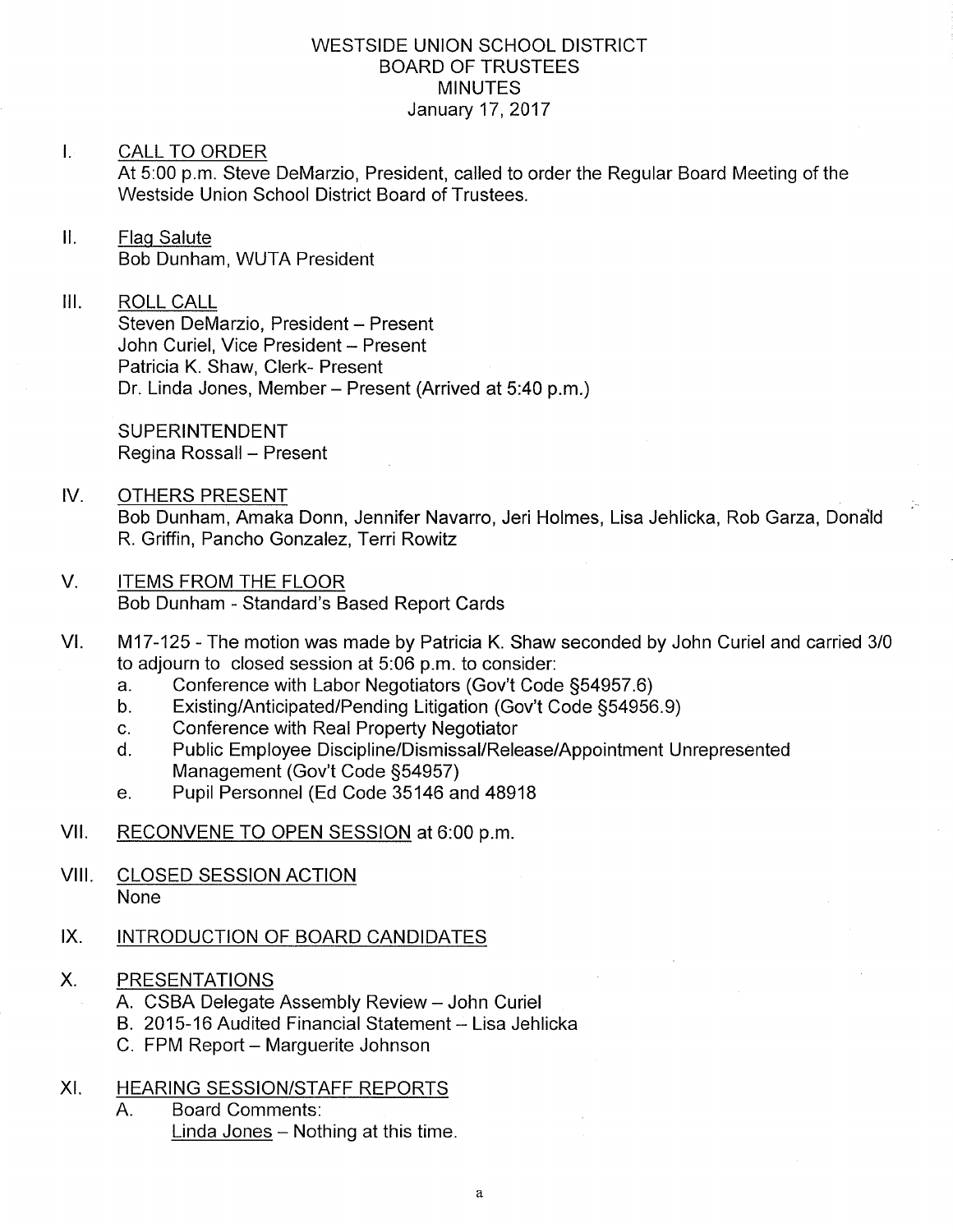# WESTSIDE UNION SCHOOL DISTRICT
## BOARD OF TRUSTEES
## MINUTES
January 17, 2017

I. CALL TO ORDER

At 5:00 p.m. Steve DeMarzio, President, called to order the Regular Board Meeting of the Westside Union School District Board of Trustees.

II. Flag Salute

Bob Dunham, WUTA President

III. ROLL CALL

Steven DeMarzio, President – Present
John Curiel, Vice President – Present
Patricia K. Shaw, Clerk- Present
Dr. Linda Jones, Member – Present (Arrived at 5:40 p.m.)

SUPERINTENDENT
Regina Rossall – Present

IV. OTHERS PRESENT

Bob Dunham, Amaka Donn, Jennifer Navarro, Jeri Holmes, Lisa Jehlicka, Rob Garza, Donald R. Griffin, Pancho Gonzalez, Terri Rowitz

V. ITEMS FROM THE FLOOR

Bob Dunham - Standard's Based Report Cards

VI. M17-125 - The motion was made by Patricia K. Shaw seconded by John Curiel and carried 3/0 to adjourn to closed session at 5:06 p.m. to consider:

a. Conference with Labor Negotiators (Gov't Code §54957.6)
b. Existing/Anticipated/Pending Litigation (Gov't Code §54956.9)
c. Conference with Real Property Negotiator
d. Public Employee Discipline/Dismissal/Release/Appointment Unrepresented Management (Gov't Code §54957)
e. Pupil Personnel (Ed Code 35146 and 48918

VII. RECONVENE TO OPEN SESSION at 6:00 p.m.

VIII. CLOSED SESSION ACTION

None

IX. INTRODUCTION OF BOARD CANDIDATES

X. PRESENTATIONS

A. CSBA Delegate Assembly Review – John Curiel
B. 2015-16 Audited Financial Statement – Lisa Jehlicka
C. FPM Report – Marguerite Johnson

XI. HEARING SESSION/STAFF REPORTS

A. Board Comments:

Linda Jones – Nothing at this time.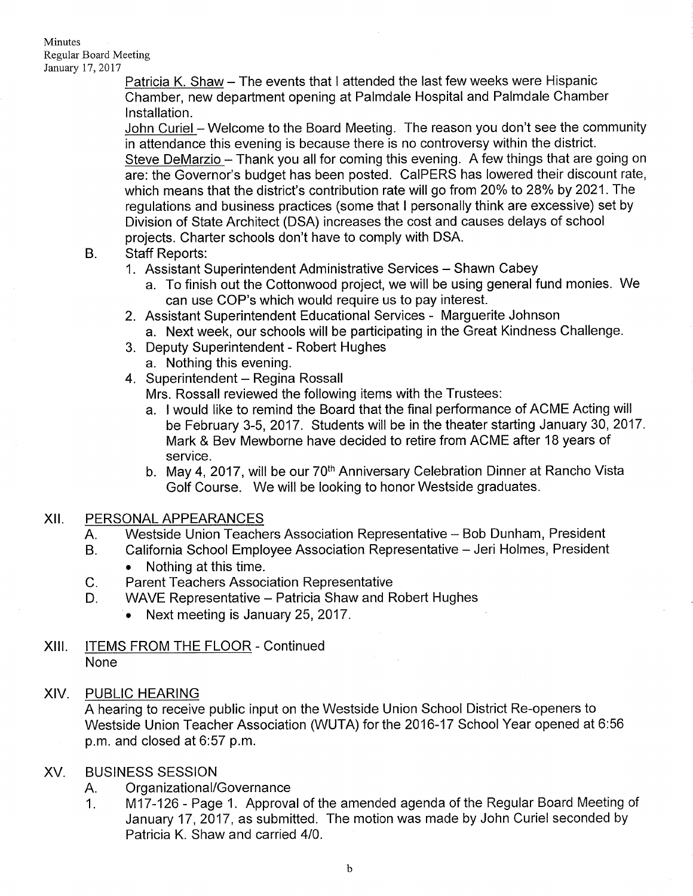Patricia K. Shaw – The events that I attended the last few weeks were Hispanic Chamber, new department opening at Palmdale Hospital and Palmdale Chamber Installation.

John Curiel – Welcome to the Board Meeting. The reason you don't see the community in attendance this evening is because there is no controversy within the district.

Steve DeMarzio – Thank you all for coming this evening. A few things that are going on are: the Governor's budget has been posted. CalPERS has lowered their discount rate, which means that the district's contribution rate will go from 20% to 28% by 2021. The regulations and business practices (some that I personally think are excessive) set by Division of State Architect (DSA) increases the cost and causes delays of school projects. Charter schools don't have to comply with DSA.

B. Staff Reports:

1. Assistant Superintendent Administrative Services – Shawn Cabey
   a. To finish out the Cottonwood project, we will be using general fund monies. We can use COP's which would require us to pay interest.
2. Assistant Superintendent Educational Services - Marguerite Johnson
   a. Next week, our schools will be participating in the Great Kindness Challenge.
3. Deputy Superintendent - Robert Hughes
   a. Nothing this evening.
4. Superintendent – Regina Rossall

   Mrs. Rossall reviewed the following items with the Trustees:

   a. I would like to remind the Board that the final performance of ACME Acting will be February 3-5, 2017. Students will be in the theater starting January 30, 2017. Mark & Bev Mewborne have decided to retire from ACME after 18 years of service.
   b. May 4, 2017, will be our 70th Anniversary Celebration Dinner at Rancho Vista Golf Course. We will be looking to honor Westside graduates.

## XII. PERSONAL APPEARANCES

A. Westside Union Teachers Association Representative – Bob Dunham, President

B. California School Employee Association Representative – Jeri Holmes, President
   - Nothing at this time.

C. Parent Teachers Association Representative

D. WAVE Representative – Patricia Shaw and Robert Hughes
   - Next meeting is January 25, 2017.

## XIII. ITEMS FROM THE FLOOR - Continued

None

## XIV. PUBLIC HEARING

A hearing to receive public input on the Westside Union School District Re-openers to Westside Union Teacher Association (WUTA) for the 2016-17 School Year opened at 6:56 p.m. and closed at 6:57 p.m.

## XV. BUSINESS SESSION

A. Organizational/Governance

1. M17-126 - Page 1. Approval of the amended agenda of the Regular Board Meeting of January 17, 2017, as submitted. The motion was made by John Curiel seconded by Patricia K. Shaw and carried 4/0.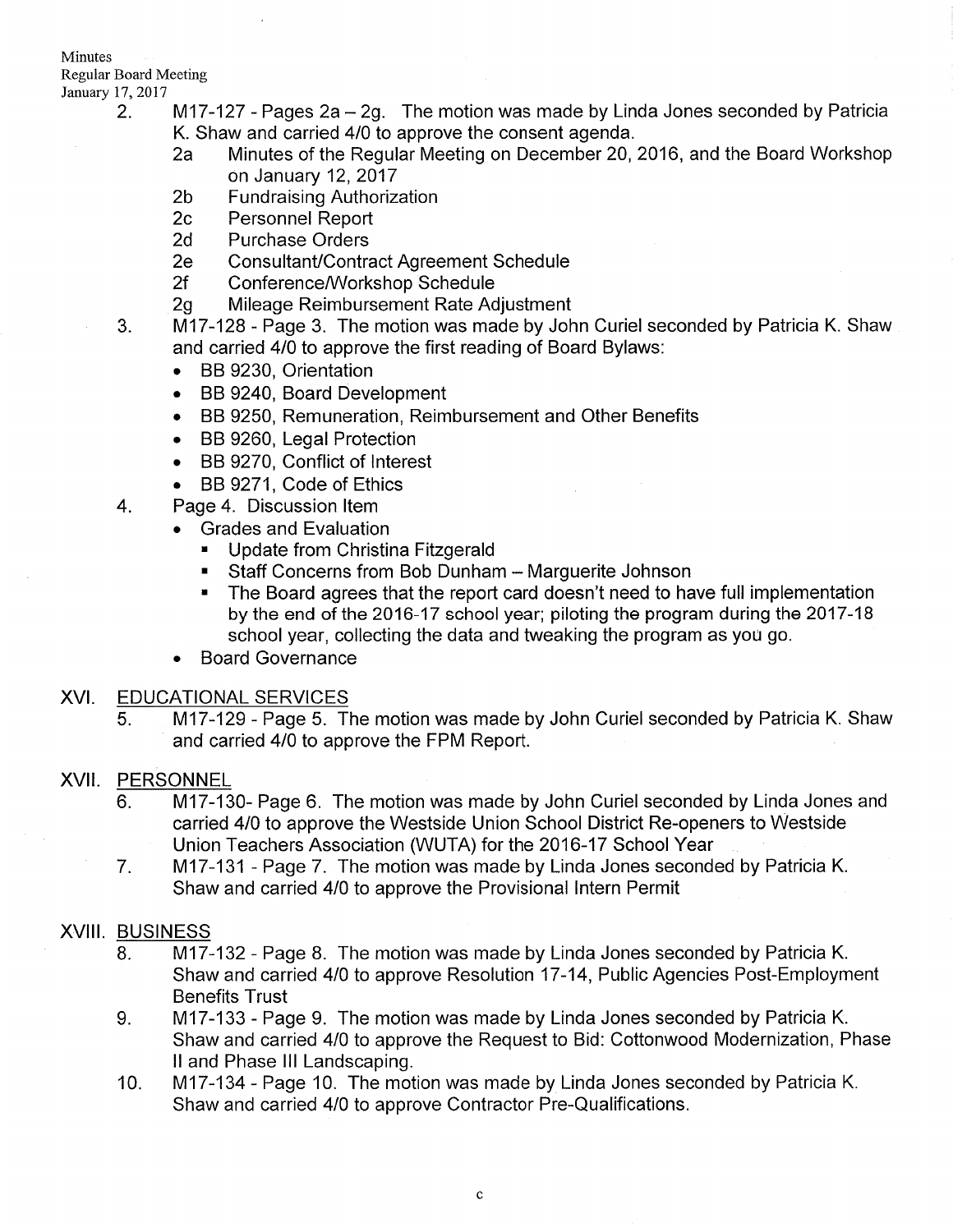2. M17-127 - Pages 2a – 2g. The motion was made by Linda Jones seconded by Patricia K. Shaw and carried 4/0 to approve the consent agenda.
   - 2a Minutes of the Regular Meeting on December 20, 2016, and the Board Workshop on January 12, 2017
   - 2b Fundraising Authorization
   - 2c Personnel Report
   - 2d Purchase Orders
   - 2e Consultant/Contract Agreement Schedule
   - 2f Conference/Workshop Schedule
   - 2g Mileage Reimbursement Rate Adjustment
3. M17-128 - Page 3. The motion was made by John Curiel seconded by Patricia K. Shaw and carried 4/0 to approve the first reading of Board Bylaws:
   - BB 9230, Orientation
   - BB 9240, Board Development
   - BB 9250, Remuneration, Reimbursement and Other Benefits
   - BB 9260, Legal Protection
   - BB 9270, Conflict of Interest
   - BB 9271, Code of Ethics
4. Page 4. Discussion Item
   - Grades and Evaluation
     - Update from Christina Fitzgerald
     - Staff Concerns from Bob Dunham – Marguerite Johnson
     - The Board agrees that the report card doesn't need to have full implementation by the end of the 2016-17 school year; piloting the program during the 2017-18 school year, collecting the data and tweaking the program as you go.
   - Board Governance

## XVI. EDUCATIONAL SERVICES

5. M17-129 - Page 5. The motion was made by John Curiel seconded by Patricia K. Shaw and carried 4/0 to approve the FPM Report.

## XVII. PERSONNEL

6. M17-130- Page 6. The motion was made by John Curiel seconded by Linda Jones and carried 4/0 to approve the Westside Union School District Re-openers to Westside Union Teachers Association (WUTA) for the 2016-17 School Year
7. M17-131 - Page 7. The motion was made by Linda Jones seconded by Patricia K. Shaw and carried 4/0 to approve the Provisional Intern Permit

## XVIII. BUSINESS

8. M17-132 - Page 8. The motion was made by Linda Jones seconded by Patricia K. Shaw and carried 4/0 to approve Resolution 17-14, Public Agencies Post-Employment Benefits Trust
9. M17-133 - Page 9. The motion was made by Linda Jones seconded by Patricia K. Shaw and carried 4/0 to approve the Request to Bid: Cottonwood Modernization, Phase II and Phase III Landscaping.
10. M17-134 - Page 10. The motion was made by Linda Jones seconded by Patricia K. Shaw and carried 4/0 to approve Contractor Pre-Qualifications.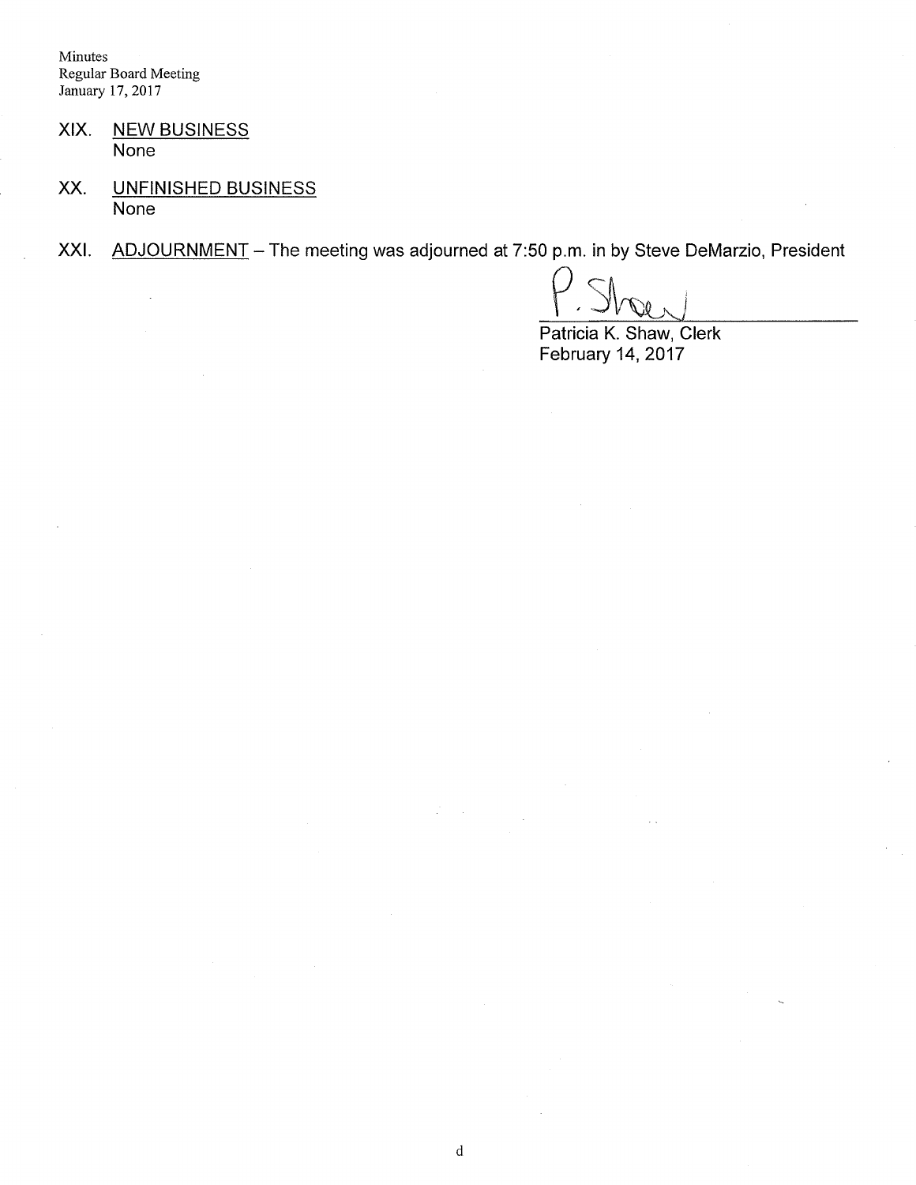XIX. NEW BUSINESS
None

XX. UNFINISHED BUSINESS
None

XXI. ADJOURNMENT – The meeting was adjourned at 7:50 p.m. in by Steve DeMarzio, President

P. Shaw

Patricia K. Shaw, Clerk
February 14, 2017

d